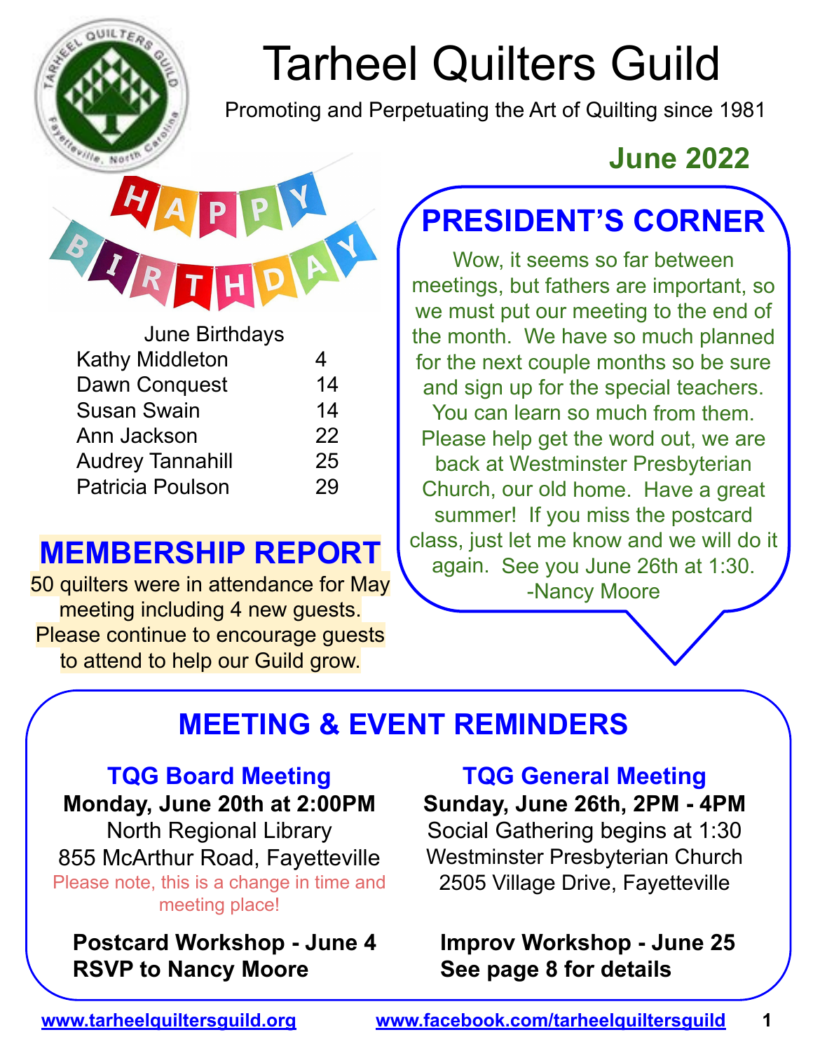# Tarheel Quilters Guild

Promoting and Perpetuating the Art of Quilting since 1981

**June 2022**

## PRESIDENT'S CORNER

Wow, it seems so far between meetings, but fathers are important, so we must put our meeting to the end of the month. We have so much planned for the next couple months so be sure and sign up for the special teachers. You can learn so much from them. Please help get the word out, we are back at Westminster Presbyterian Church, our old home. Have a great summer! If you miss the postcard class, just let me know and we will do it again. See you June 26th at 1:30.

-Nancy Moore

June Birthdays

| | |
|---|---|
| Kathy Middleton | 4 |
| Dawn Conquest | 14 |
| Susan Swain | 14 |
| Ann Jackson | 22 |
| Audrey Tannahill | 25 |
| Patricia Poulson | 29 |

## MEMBERSHIP REPORT

50 quilters were in attendance for May meeting including 4 new guests. Please continue to encourage guests to attend to help our Guild grow.

## MEETING & EVENT REMINDERS

### TQG Board Meeting

**Monday, June 20th at 2:00PM**
North Regional Library
855 McArthur Road, Fayetteville
Please note, this is a change in time and meeting place!

**Postcard Workshop - June 4**
**RSVP to Nancy Moore**

### TQG General Meeting

**Sunday, June 26th, 2PM - 4PM**
Social Gathering begins at 1:30
Westminster Presbyterian Church
2505 Village Drive, Fayetteville

**Improv Workshop - June 25**
**See page 8 for details**

www.tarheelquiltersguild.org     www.facebook.com/tarheelquiltersguild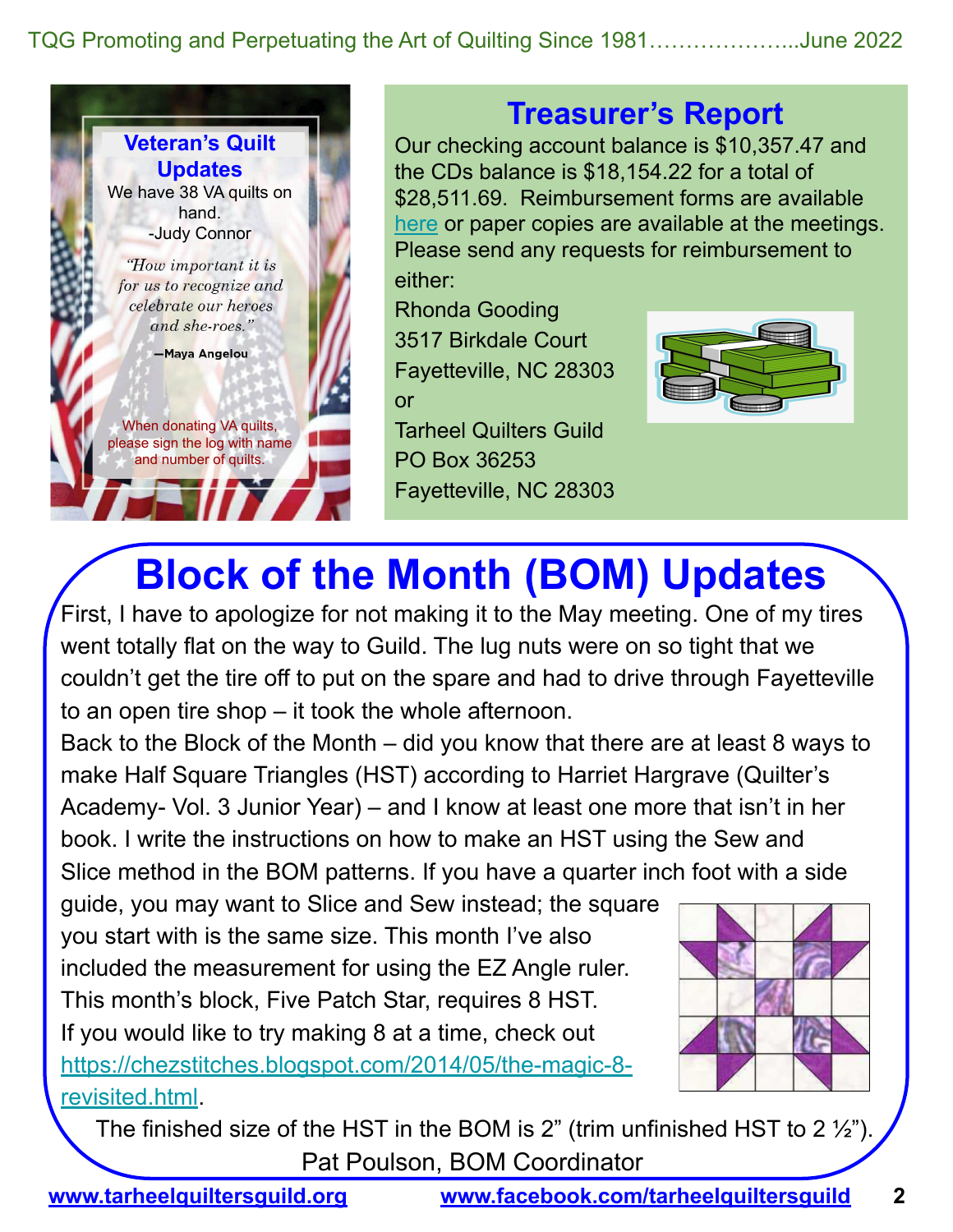## Veteran's Quilt Updates

We have 38 VA quilts on hand.

-Judy Connor

*"How important it is for us to recognize and celebrate our heroes and she-roes."*

**—Maya Angelou**

When donating VA quilts, please sign the log with name and number of quilts.

## Treasurer's Report

Our checking account balance is $10,357.47 and the CDs balance is $18,154.22 for a total of $28,511.69. Reimbursement forms are available here or paper copies are available at the meetings. Please send any requests for reimbursement to either:

Rhonda Gooding
3517 Birkdale Court
Fayetteville, NC 28303

or

Tarheel Quilters Guild
PO Box 36253
Fayetteville, NC 28303

# Block of the Month (BOM) Updates

First, I have to apologize for not making it to the May meeting. One of my tires went totally flat on the way to Guild. The lug nuts were on so tight that we couldn't get the tire off to put on the spare and had to drive through Fayetteville to an open tire shop – it took the whole afternoon.

Back to the Block of the Month – did you know that there are at least 8 ways to make Half Square Triangles (HST) according to Harriet Hargrave (Quilter's Academy- Vol. 3 Junior Year) – and I know at least one more that isn't in her book. I write the instructions on how to make an HST using the Sew and Slice method in the BOM patterns. If you have a quarter inch foot with a side guide, you may want to Slice and Sew instead; the square you start with is the same size. This month I've also included the measurement for using the EZ Angle ruler. This month's block, Five Patch Star, requires 8 HST. If you would like to try making 8 at a time, check out https://chezstitches.blogspot.com/2014/05/the-magic-8-revisited.html.

The finished size of the HST in the BOM is 2" (trim unfinished HST to 2 ½").

Pat Poulson, BOM Coordinator

www.tarheelquiltersguild.org www.facebook.com/tarheelquiltersguild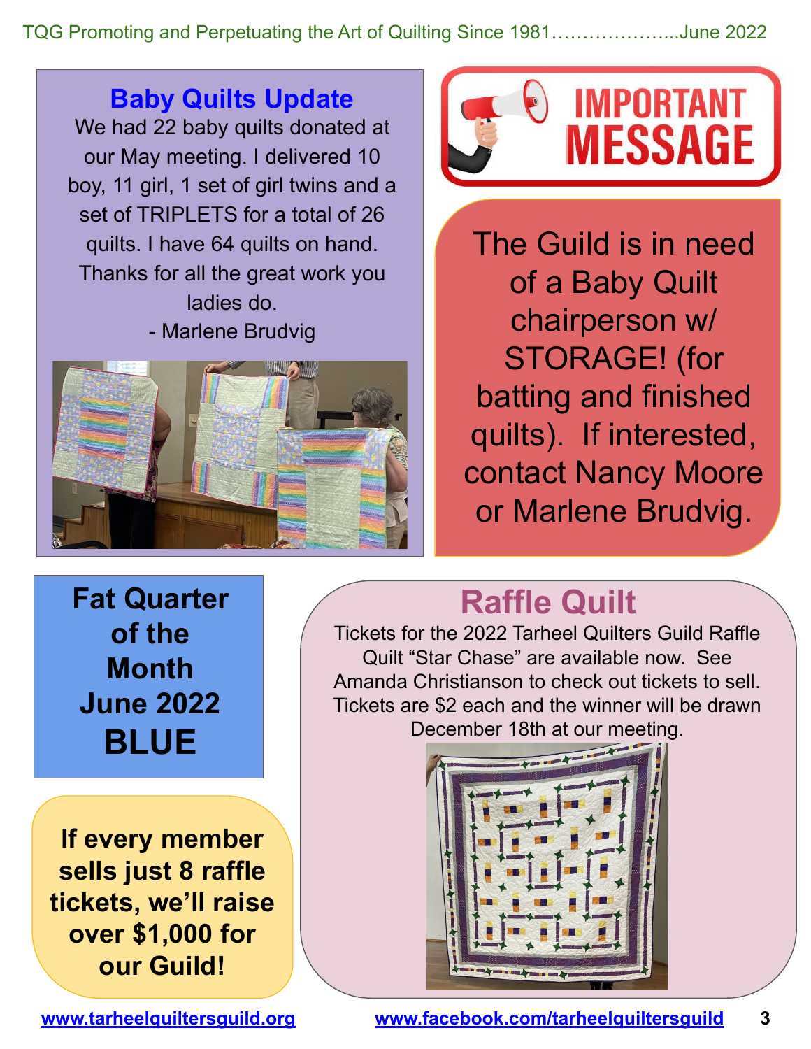## Baby Quilts Update

We had 22 baby quilts donated at our May meeting. I delivered 10 boy, 11 girl, 1 set of girl twins and a set of TRIPLETS for a total of 26 quilts. I have 64 quilts on hand. Thanks for all the great work you ladies do.

- Marlene Brudvig

**IMPORTANT MESSAGE**

The Guild is in need of a Baby Quilt chairperson w/ STORAGE! (for batting and finished quilts). If interested, contact Nancy Moore or Marlene Brudvig.

## Fat Quarter of the Month June 2022

**BLUE**

## Raffle Quilt

Tickets for the 2022 Tarheel Quilters Guild Raffle Quilt "Star Chase" are available now. See Amanda Christianson to check out tickets to sell. Tickets are $2 each and the winner will be drawn December 18th at our meeting.

**If every member sells just 8 raffle tickets, we'll raise over $1,000 for our Guild!**

www.tarheelquiltersguild.org www.facebook.com/tarheelquiltersguild